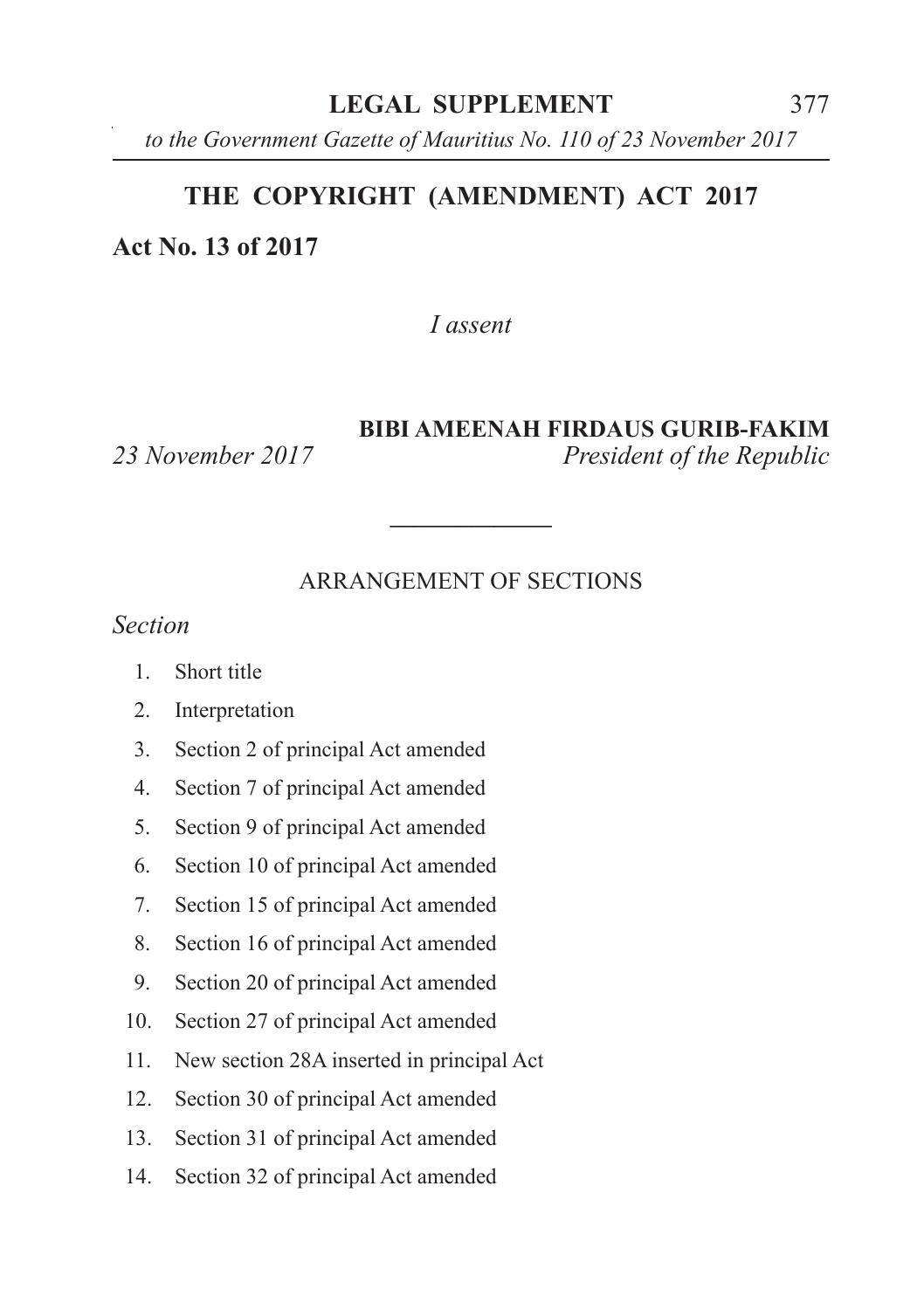**LEGAL SUPPLEMENT**

*to the Government Gazette of Mauritius No. 110 of 23 November 2017*

# THE COPYRIGHT (AMENDMENT) ACT 2017

**Act No. 13 of 2017**

*I assent*

**BIBI AMEENAH FIRDAUS GURIB-FAKIM**

*23 November 2017* *President of the Republic*

---

ARRANGEMENT OF SECTIONS

*Section*

1. Short title
2. Interpretation
3. Section 2 of principal Act amended
4. Section 7 of principal Act amended
5. Section 9 of principal Act amended
6. Section 10 of principal Act amended
7. Section 15 of principal Act amended
8. Section 16 of principal Act amended
9. Section 20 of principal Act amended
10. Section 27 of principal Act amended
11. New section 28A inserted in principal Act
12. Section 30 of principal Act amended
13. Section 31 of principal Act amended
14. Section 32 of principal Act amended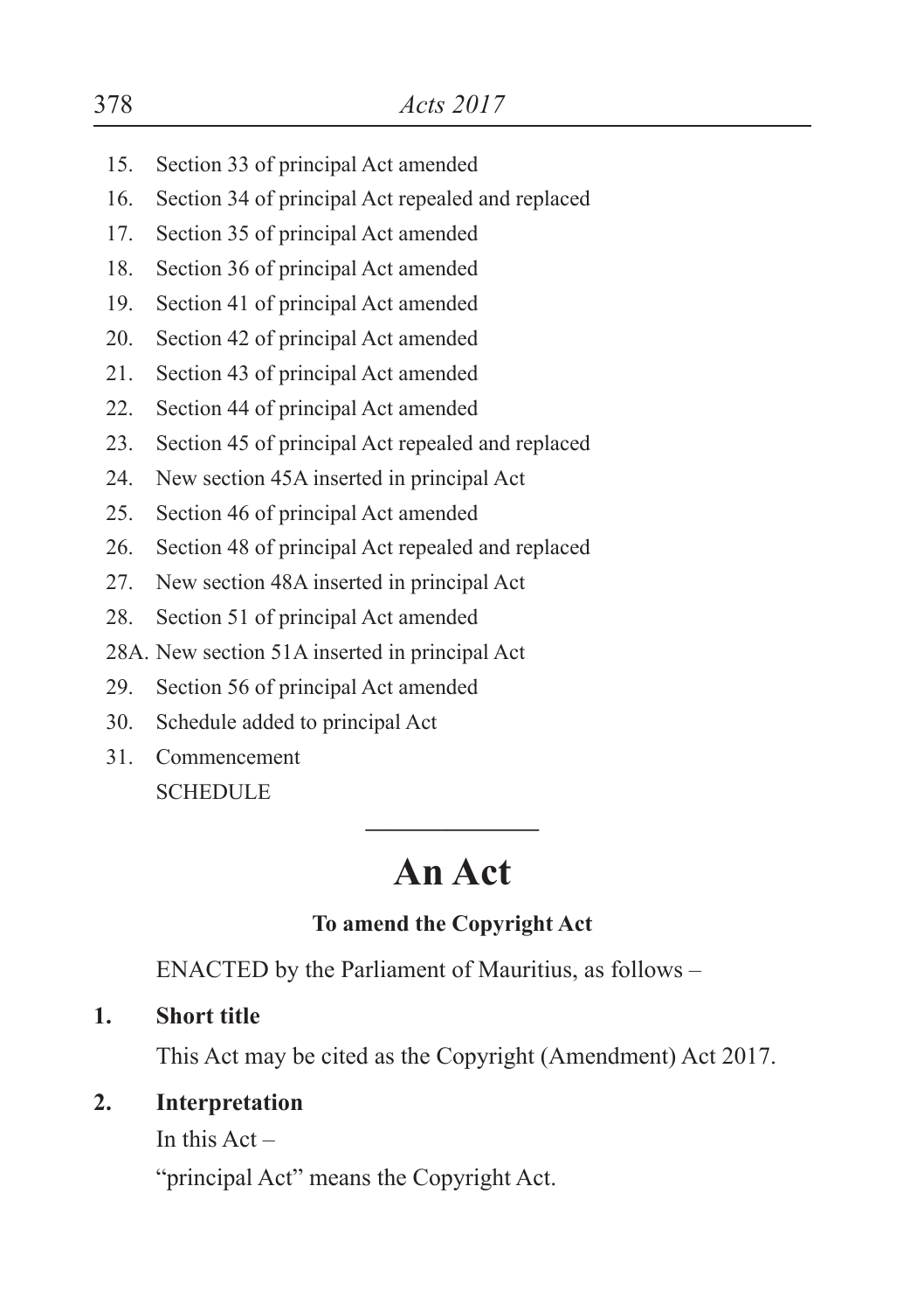15. Section 33 of principal Act amended
16. Section 34 of principal Act repealed and replaced
17. Section 35 of principal Act amended
18. Section 36 of principal Act amended
19. Section 41 of principal Act amended
20. Section 42 of principal Act amended
21. Section 43 of principal Act amended
22. Section 44 of principal Act amended
23. Section 45 of principal Act repealed and replaced
24. New section 45A inserted in principal Act
25. Section 46 of principal Act amended
26. Section 48 of principal Act repealed and replaced
27. New section 48A inserted in principal Act
28. Section 51 of principal Act amended

28A. New section 51A inserted in principal Act

29. Section 56 of principal Act amended
30. Schedule added to principal Act
31. Commencement

SCHEDULE

---

# An Act

**To amend the Copyright Act**

ENACTED by the Parliament of Mauritius, as follows –

**1. Short title**

This Act may be cited as the Copyright (Amendment) Act 2017.

**2. Interpretation**

In this Act –

"principal Act" means the Copyright Act.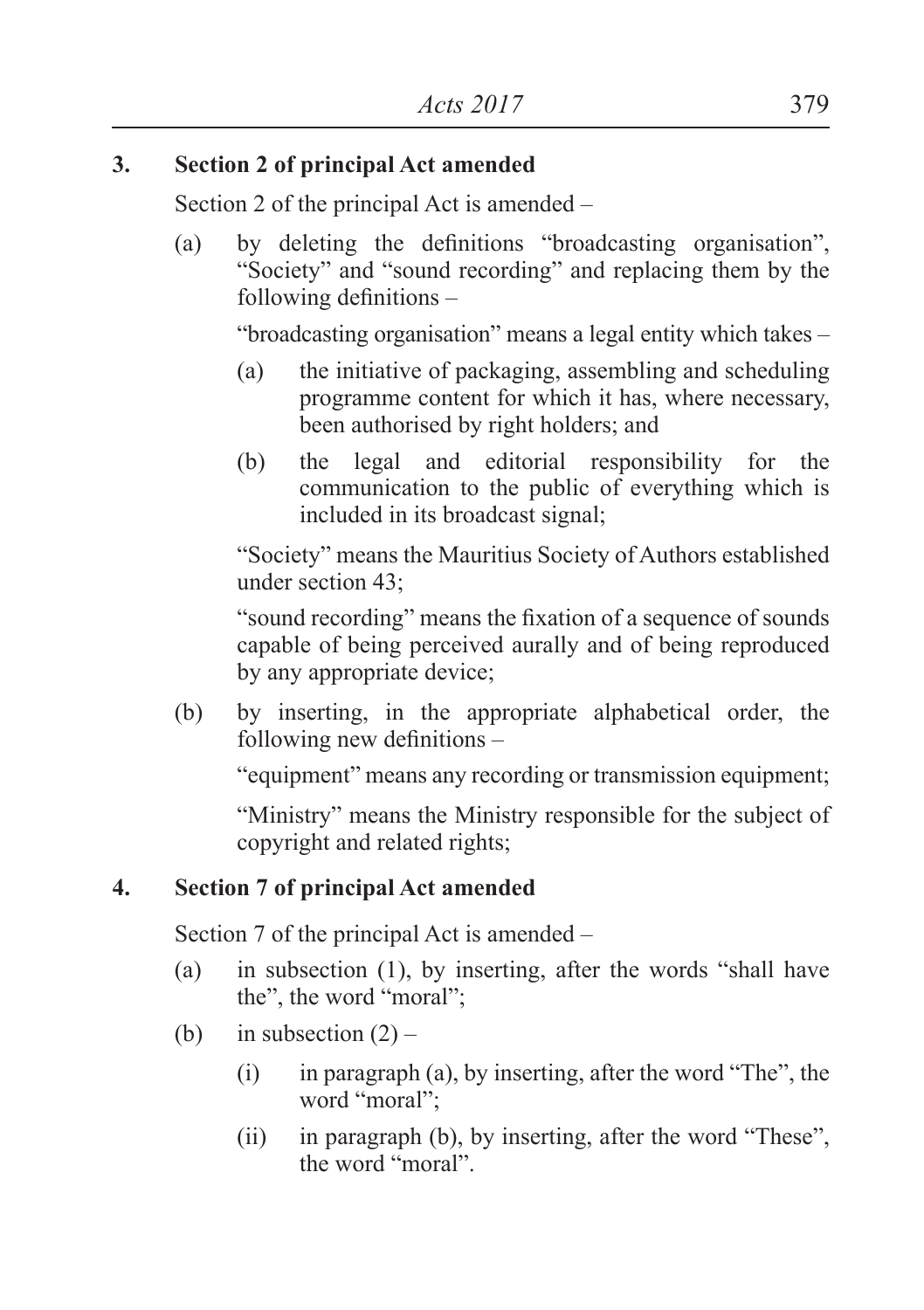**3. Section 2 of principal Act amended**

Section 2 of the principal Act is amended –

(a) by deleting the definitions "broadcasting organisation", "Society" and "sound recording" and replacing them by the following definitions –

"broadcasting organisation" means a legal entity which takes –

(a) the initiative of packaging, assembling and scheduling programme content for which it has, where necessary, been authorised by right holders; and

(b) the legal and editorial responsibility for the communication to the public of everything which is included in its broadcast signal;

"Society" means the Mauritius Society of Authors established under section 43;

"sound recording" means the fixation of a sequence of sounds capable of being perceived aurally and of being reproduced by any appropriate device;

(b) by inserting, in the appropriate alphabetical order, the following new definitions –

"equipment" means any recording or transmission equipment;

"Ministry" means the Ministry responsible for the subject of copyright and related rights;

**4. Section 7 of principal Act amended**

Section 7 of the principal Act is amended –

(a) in subsection (1), by inserting, after the words "shall have the", the word "moral";

(b) in subsection (2) –

(i) in paragraph (a), by inserting, after the word "The", the word "moral";

(ii) in paragraph (b), by inserting, after the word "These", the word "moral".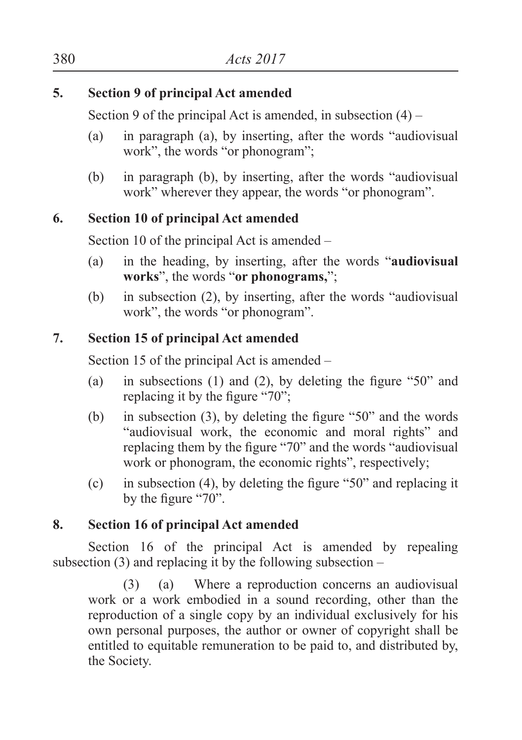**5. Section 9 of principal Act amended**

Section 9 of the principal Act is amended, in subsection (4) –

(a) in paragraph (a), by inserting, after the words "audiovisual work", the words "or phonogram";

(b) in paragraph (b), by inserting, after the words "audiovisual work" wherever they appear, the words "or phonogram".

**6. Section 10 of principal Act amended**

Section 10 of the principal Act is amended –

(a) in the heading, by inserting, after the words "**audiovisual works**", the words "**or phonograms,**";

(b) in subsection (2), by inserting, after the words "audiovisual work", the words "or phonogram".

**7. Section 15 of principal Act amended**

Section 15 of the principal Act is amended –

(a) in subsections (1) and (2), by deleting the figure "50" and replacing it by the figure "70";

(b) in subsection (3), by deleting the figure "50" and the words "audiovisual work, the economic and moral rights" and replacing them by the figure "70" and the words "audiovisual work or phonogram, the economic rights", respectively;

(c) in subsection (4), by deleting the figure "50" and replacing it by the figure "70".

**8. Section 16 of principal Act amended**

Section 16 of the principal Act is amended by repealing subsection (3) and replacing it by the following subsection –

(3) (a) Where a reproduction concerns an audiovisual work or a work embodied in a sound recording, other than the reproduction of a single copy by an individual exclusively for his own personal purposes, the author or owner of copyright shall be entitled to equitable remuneration to be paid to, and distributed by, the Society.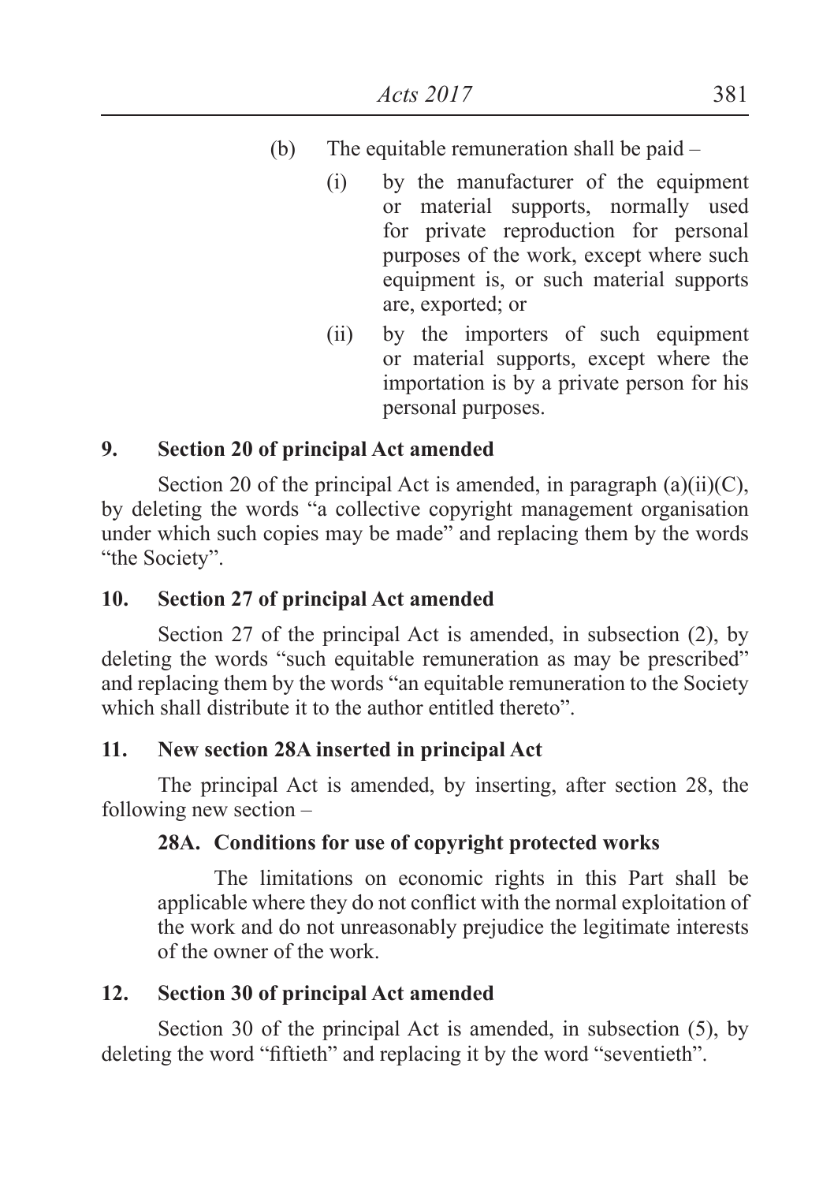(b) The equitable remuneration shall be paid –

(i) by the manufacturer of the equipment or material supports, normally used for private reproduction for personal purposes of the work, except where such equipment is, or such material supports are, exported; or

(ii) by the importers of such equipment or material supports, except where the importation is by a private person for his personal purposes.

**9. Section 20 of principal Act amended**

Section 20 of the principal Act is amended, in paragraph (a)(ii)(C), by deleting the words "a collective copyright management organisation under which such copies may be made" and replacing them by the words "the Society".

**10. Section 27 of principal Act amended**

Section 27 of the principal Act is amended, in subsection (2), by deleting the words "such equitable remuneration as may be prescribed" and replacing them by the words "an equitable remuneration to the Society which shall distribute it to the author entitled thereto".

**11. New section 28A inserted in principal Act**

The principal Act is amended, by inserting, after section 28, the following new section –

**28A. Conditions for use of copyright protected works**

The limitations on economic rights in this Part shall be applicable where they do not conflict with the normal exploitation of the work and do not unreasonably prejudice the legitimate interests of the owner of the work.

**12. Section 30 of principal Act amended**

Section 30 of the principal Act is amended, in subsection (5), by deleting the word "fiftieth" and replacing it by the word "seventieth".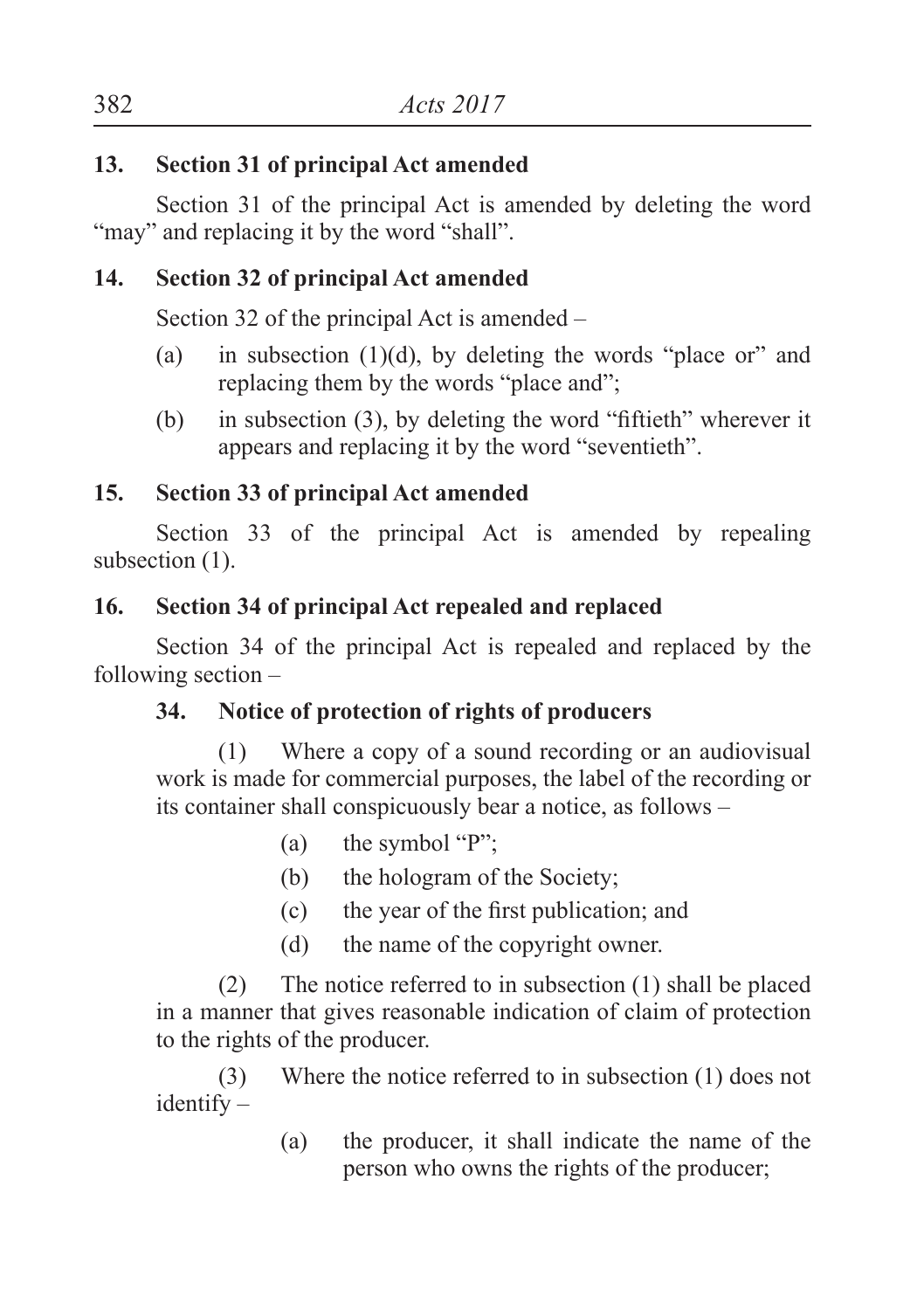**13. Section 31 of principal Act amended**

Section 31 of the principal Act is amended by deleting the word "may" and replacing it by the word "shall".

**14. Section 32 of principal Act amended**

Section 32 of the principal Act is amended –

(a) in subsection (1)(d), by deleting the words "place or" and replacing them by the words "place and";

(b) in subsection (3), by deleting the word "fiftieth" wherever it appears and replacing it by the word "seventieth".

**15. Section 33 of principal Act amended**

Section 33 of the principal Act is amended by repealing subsection (1).

**16. Section 34 of principal Act repealed and replaced**

Section 34 of the principal Act is repealed and replaced by the following section –

**34. Notice of protection of rights of producers**

(1) Where a copy of a sound recording or an audiovisual work is made for commercial purposes, the label of the recording or its container shall conspicuously bear a notice, as follows –

(a) the symbol "P";

(b) the hologram of the Society;

(c) the year of the first publication; and

(d) the name of the copyright owner.

(2) The notice referred to in subsection (1) shall be placed in a manner that gives reasonable indication of claim of protection to the rights of the producer.

(3) Where the notice referred to in subsection (1) does not identify –

(a) the producer, it shall indicate the name of the person who owns the rights of the producer;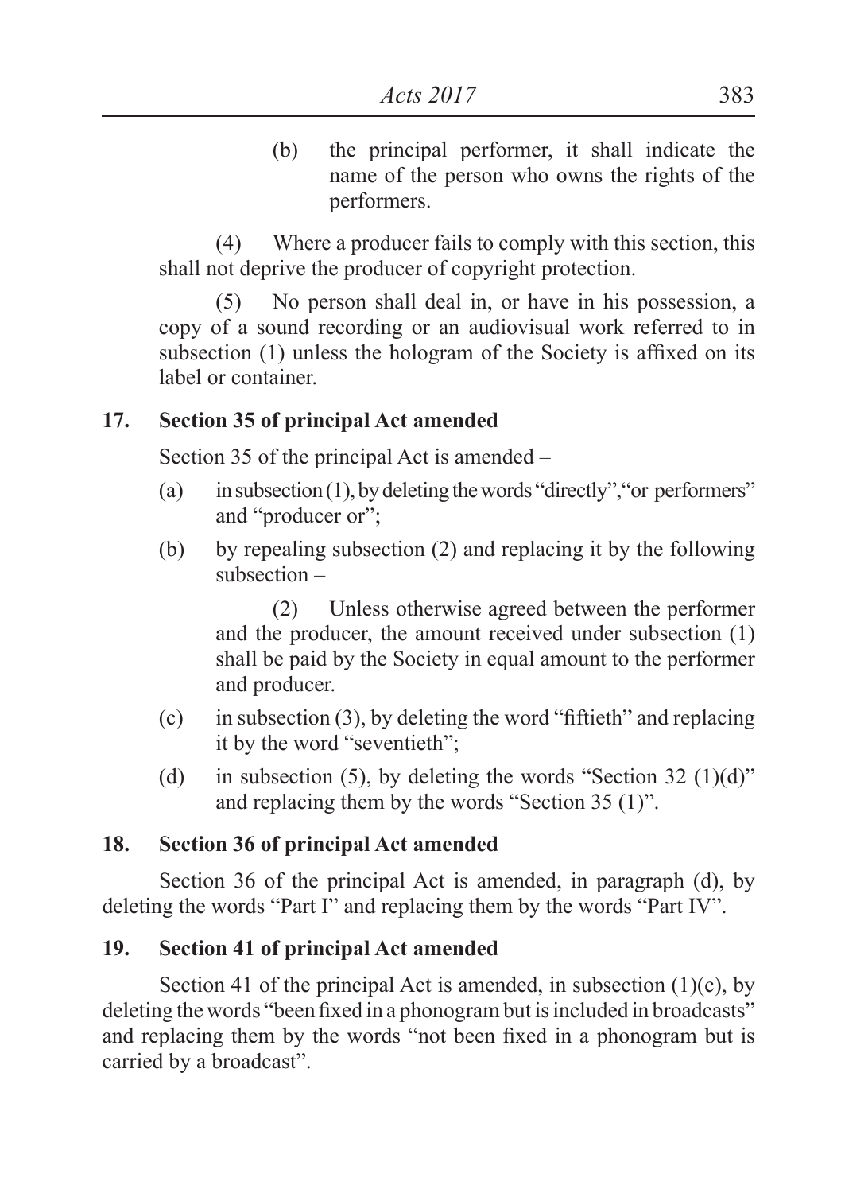(b) the principal performer, it shall indicate the name of the person who owns the rights of the performers.

(4) Where a producer fails to comply with this section, this shall not deprive the producer of copyright protection.

(5) No person shall deal in, or have in his possession, a copy of a sound recording or an audiovisual work referred to in subsection (1) unless the hologram of the Society is affixed on its label or container.

**17. Section 35 of principal Act amended**

Section 35 of the principal Act is amended –

(a) in subsection (1), by deleting the words "directly", "or performers" and "producer or";

(b) by repealing subsection (2) and replacing it by the following subsection –

(2) Unless otherwise agreed between the performer and the producer, the amount received under subsection (1) shall be paid by the Society in equal amount to the performer and producer.

(c) in subsection (3), by deleting the word "fiftieth" and replacing it by the word "seventieth";

(d) in subsection (5), by deleting the words "Section 32 (1)(d)" and replacing them by the words "Section 35 (1)".

**18. Section 36 of principal Act amended**

Section 36 of the principal Act is amended, in paragraph (d), by deleting the words "Part I" and replacing them by the words "Part IV".

**19. Section 41 of principal Act amended**

Section 41 of the principal Act is amended, in subsection (1)(c), by deleting the words "been fixed in a phonogram but is included in broadcasts" and replacing them by the words "not been fixed in a phonogram but is carried by a broadcast".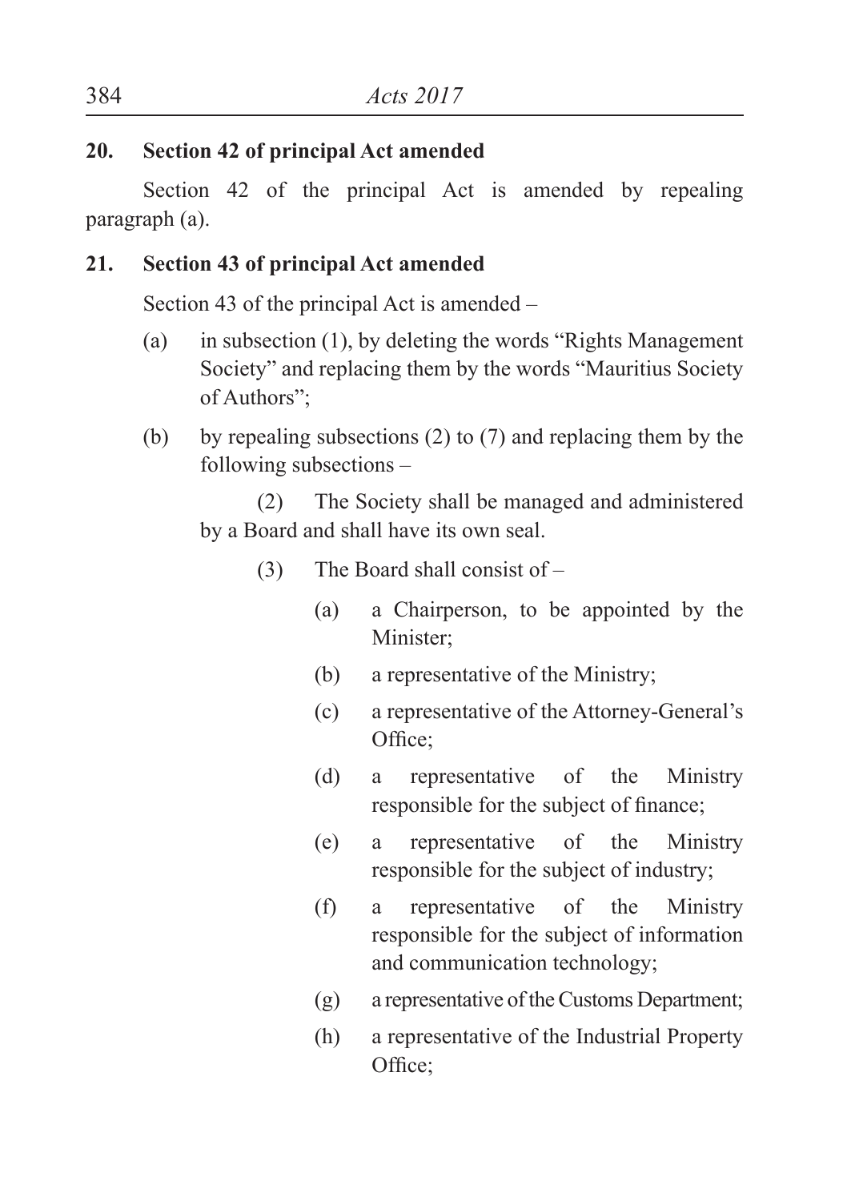**20. Section 42 of principal Act amended**

Section 42 of the principal Act is amended by repealing paragraph (a).

**21. Section 43 of principal Act amended**

Section 43 of the principal Act is amended –

(a) in subsection (1), by deleting the words "Rights Management Society" and replacing them by the words "Mauritius Society of Authors";

(b) by repealing subsections (2) to (7) and replacing them by the following subsections –

(2) The Society shall be managed and administered by a Board and shall have its own seal.

(3) The Board shall consist of –

(a) a Chairperson, to be appointed by the Minister;

(b) a representative of the Ministry;

(c) a representative of the Attorney-General's Office;

(d) a representative of the Ministry responsible for the subject of finance;

(e) a representative of the Ministry responsible for the subject of industry;

(f) a representative of the Ministry responsible for the subject of information and communication technology;

(g) a representative of the Customs Department;

(h) a representative of the Industrial Property Office;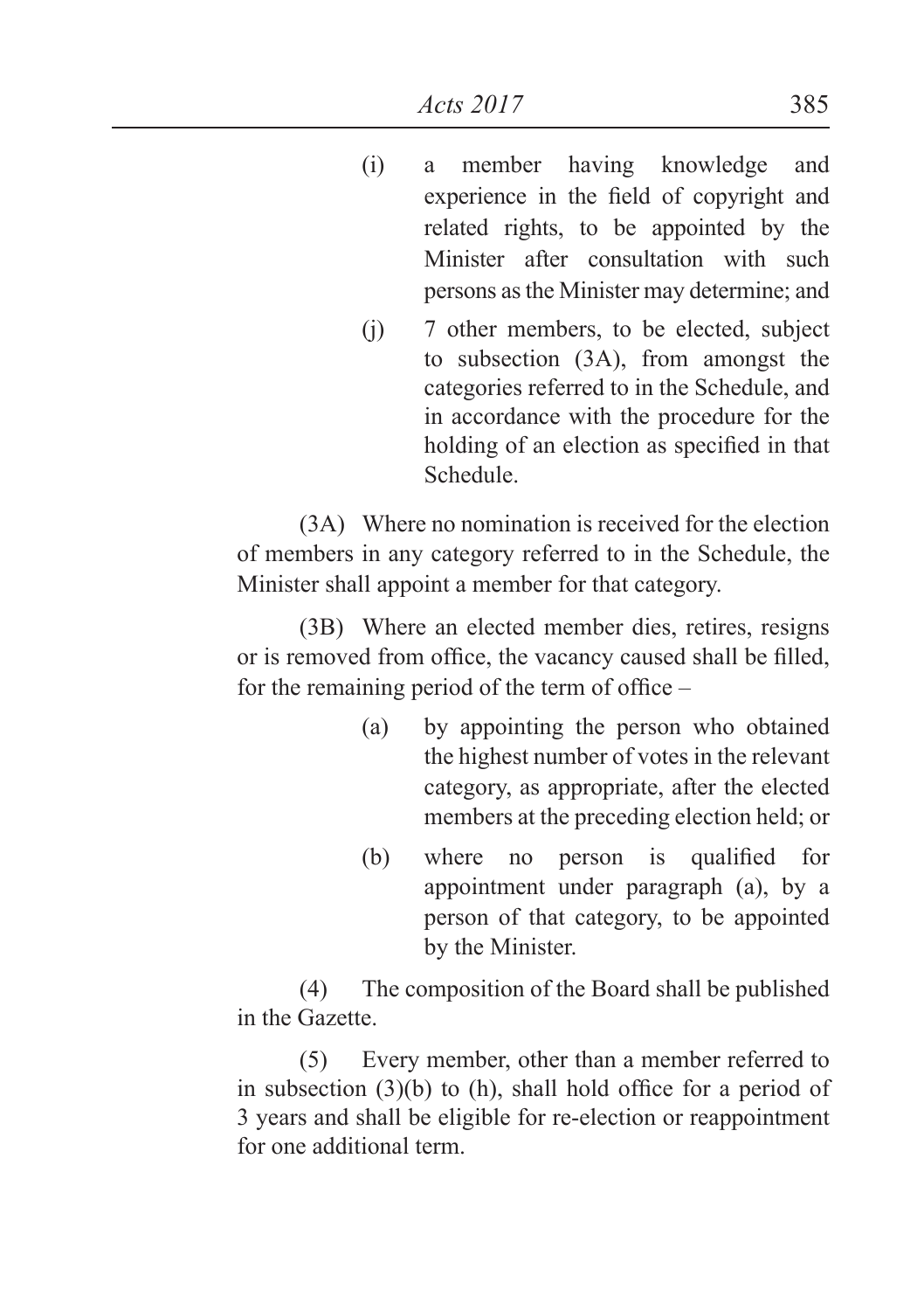(i) a member having knowledge and experience in the field of copyright and related rights, to be appointed by the Minister after consultation with such persons as the Minister may determine; and

(j) 7 other members, to be elected, subject to subsection (3A), from amongst the categories referred to in the Schedule, and in accordance with the procedure for the holding of an election as specified in that Schedule.

(3A) Where no nomination is received for the election of members in any category referred to in the Schedule, the Minister shall appoint a member for that category.

(3B) Where an elected member dies, retires, resigns or is removed from office, the vacancy caused shall be filled, for the remaining period of the term of office –

(a) by appointing the person who obtained the highest number of votes in the relevant category, as appropriate, after the elected members at the preceding election held; or

(b) where no person is qualified for appointment under paragraph (a), by a person of that category, to be appointed by the Minister.

(4) The composition of the Board shall be published in the Gazette.

(5) Every member, other than a member referred to in subsection (3)(b) to (h), shall hold office for a period of 3 years and shall be eligible for re-election or reappointment for one additional term.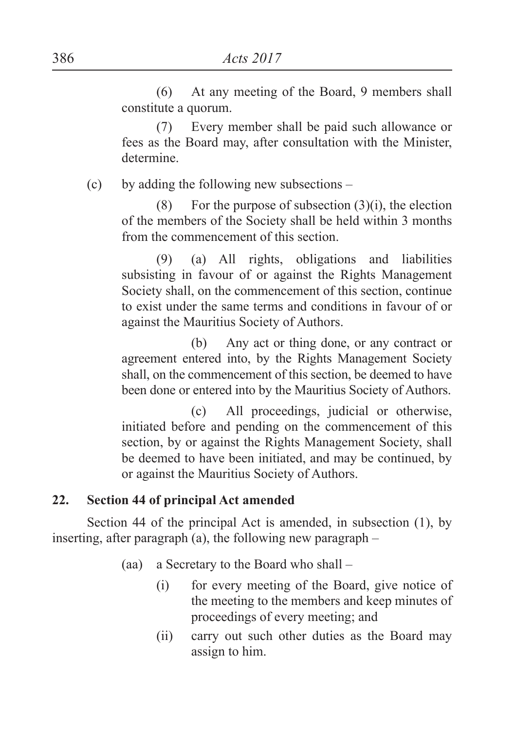(6) At any meeting of the Board, 9 members shall constitute a quorum.

(7) Every member shall be paid such allowance or fees as the Board may, after consultation with the Minister, determine.

(c) by adding the following new subsections –

(8) For the purpose of subsection (3)(i), the election of the members of the Society shall be held within 3 months from the commencement of this section.

(9) (a) All rights, obligations and liabilities subsisting in favour of or against the Rights Management Society shall, on the commencement of this section, continue to exist under the same terms and conditions in favour of or against the Mauritius Society of Authors.

(b) Any act or thing done, or any contract or agreement entered into, by the Rights Management Society shall, on the commencement of this section, be deemed to have been done or entered into by the Mauritius Society of Authors.

(c) All proceedings, judicial or otherwise, initiated before and pending on the commencement of this section, by or against the Rights Management Society, shall be deemed to have been initiated, and may be continued, by or against the Mauritius Society of Authors.

## 22. Section 44 of principal Act amended

Section 44 of the principal Act is amended, in subsection (1), by inserting, after paragraph (a), the following new paragraph –

(aa) a Secretary to the Board who shall –

(i) for every meeting of the Board, give notice of the meeting to the members and keep minutes of proceedings of every meeting; and

(ii) carry out such other duties as the Board may assign to him.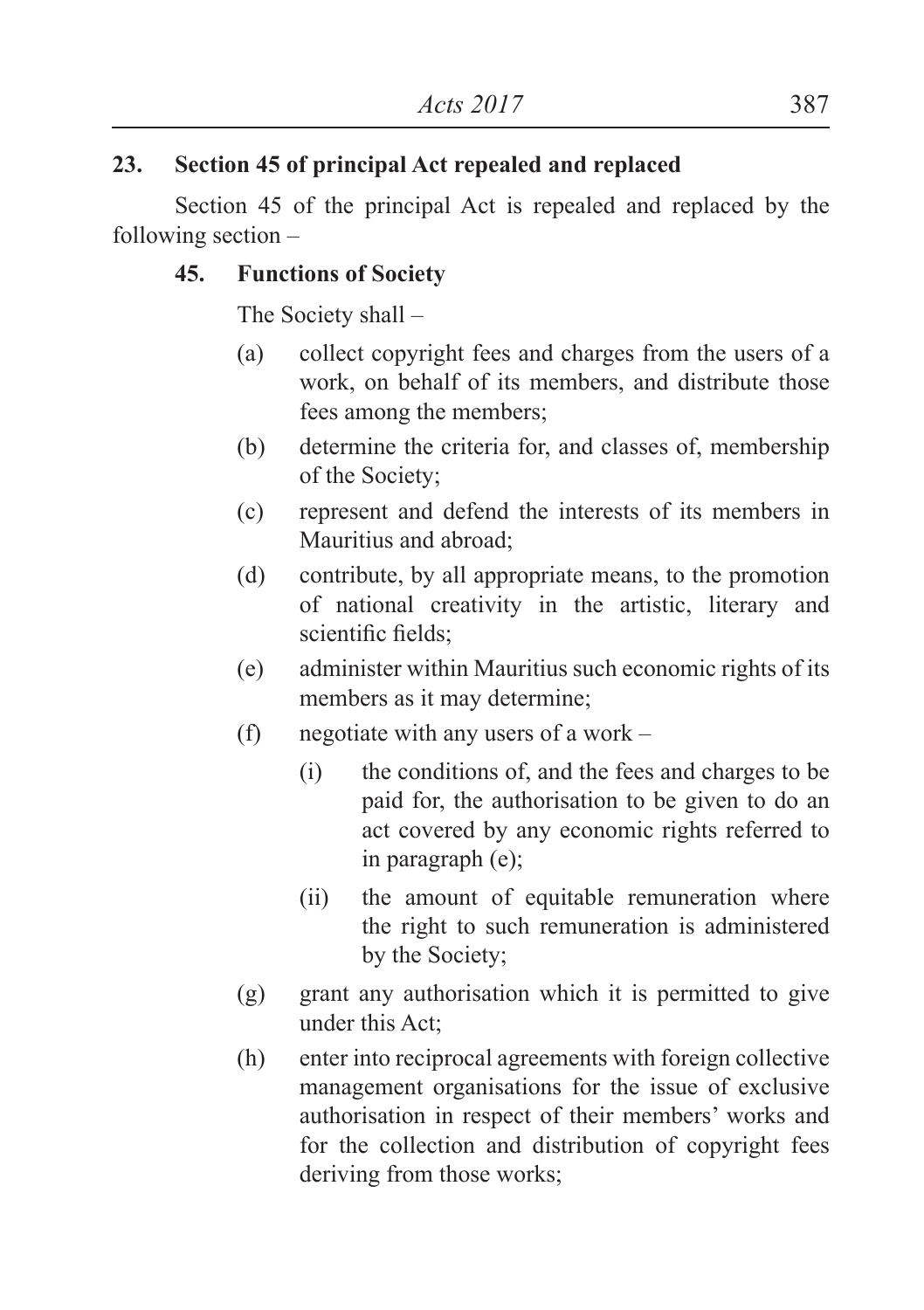**23. Section 45 of principal Act repealed and replaced**

Section 45 of the principal Act is repealed and replaced by the following section –

**45. Functions of Society**

The Society shall –

(a) collect copyright fees and charges from the users of a work, on behalf of its members, and distribute those fees among the members;

(b) determine the criteria for, and classes of, membership of the Society;

(c) represent and defend the interests of its members in Mauritius and abroad;

(d) contribute, by all appropriate means, to the promotion of national creativity in the artistic, literary and scientific fields;

(e) administer within Mauritius such economic rights of its members as it may determine;

(f) negotiate with any users of a work –

   (i) the conditions of, and the fees and charges to be paid for, the authorisation to be given to do an act covered by any economic rights referred to in paragraph (e);

   (ii) the amount of equitable remuneration where the right to such remuneration is administered by the Society;

(g) grant any authorisation which it is permitted to give under this Act;

(h) enter into reciprocal agreements with foreign collective management organisations for the issue of exclusive authorisation in respect of their members' works and for the collection and distribution of copyright fees deriving from those works;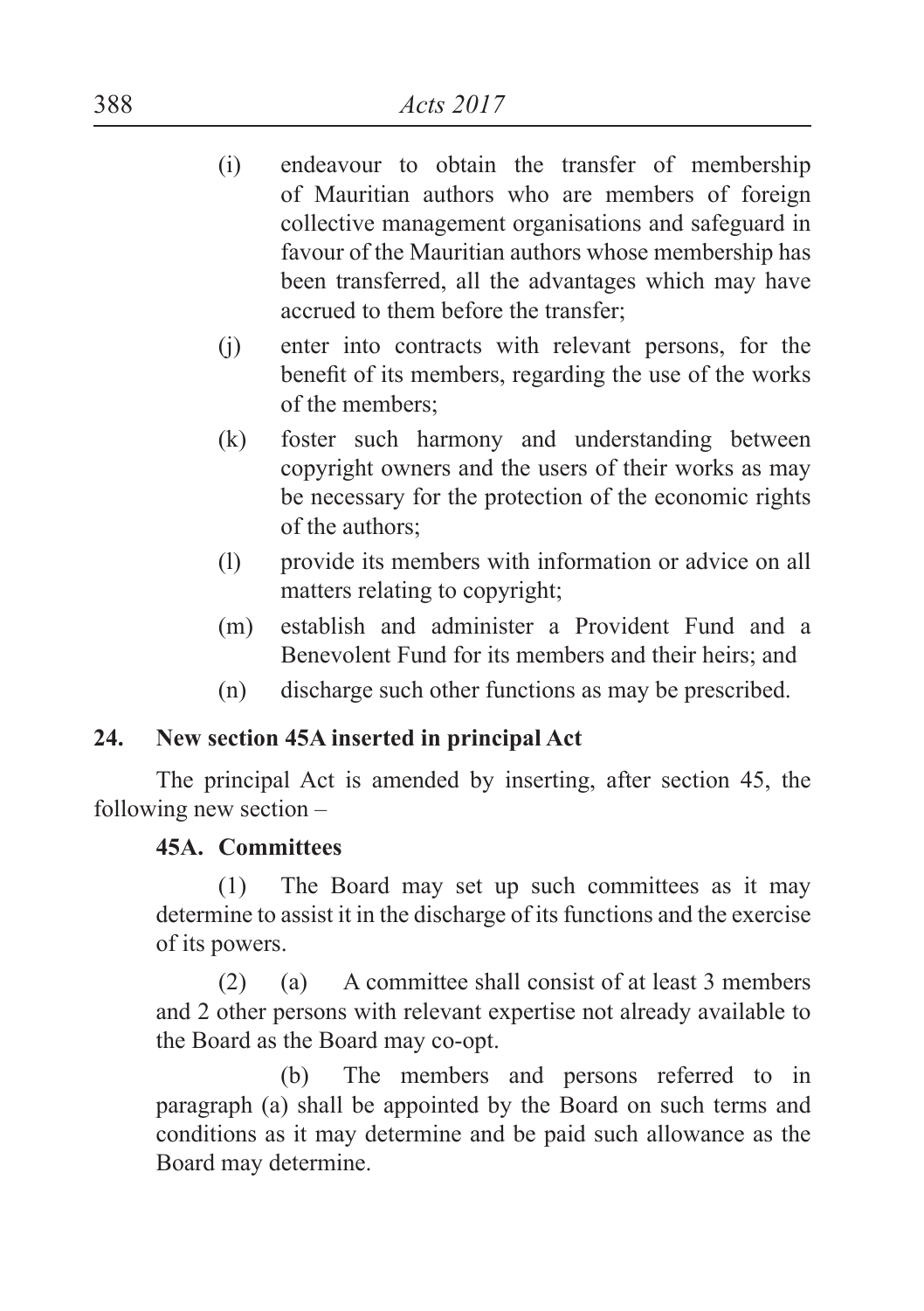(i) endeavour to obtain the transfer of membership of Mauritian authors who are members of foreign collective management organisations and safeguard in favour of the Mauritian authors whose membership has been transferred, all the advantages which may have accrued to them before the transfer;

(j) enter into contracts with relevant persons, for the benefit of its members, regarding the use of the works of the members;

(k) foster such harmony and understanding between copyright owners and the users of their works as may be necessary for the protection of the economic rights of the authors;

(l) provide its members with information or advice on all matters relating to copyright;

(m) establish and administer a Provident Fund and a Benevolent Fund for its members and their heirs; and

(n) discharge such other functions as may be prescribed.

**24. New section 45A inserted in principal Act**

The principal Act is amended by inserting, after section 45, the following new section –

**45A. Committees**

(1) The Board may set up such committees as it may determine to assist it in the discharge of its functions and the exercise of its powers.

(2) (a) A committee shall consist of at least 3 members and 2 other persons with relevant expertise not already available to the Board as the Board may co-opt.

(b) The members and persons referred to in paragraph (a) shall be appointed by the Board on such terms and conditions as it may determine and be paid such allowance as the Board may determine.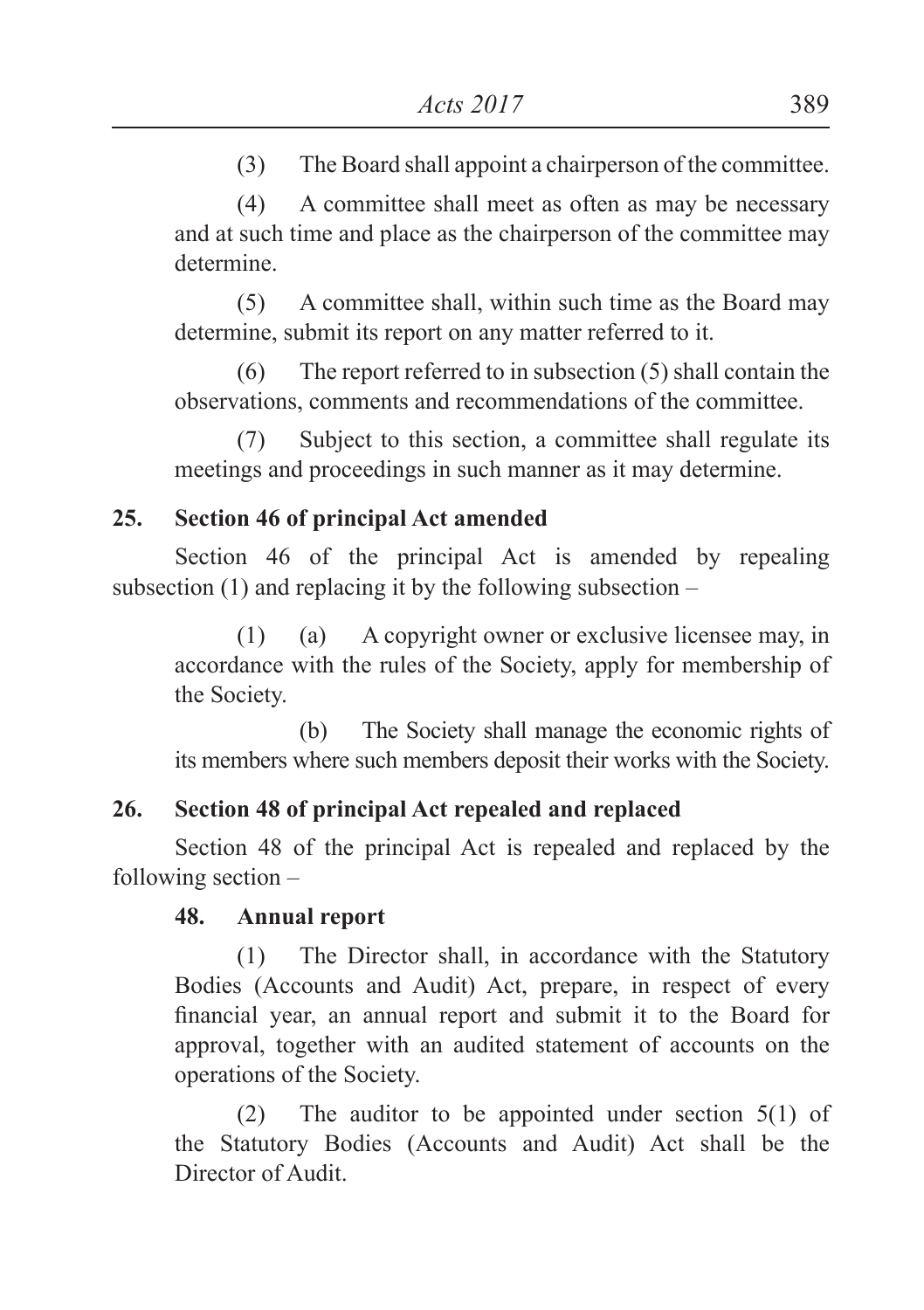(3) The Board shall appoint a chairperson of the committee.

(4) A committee shall meet as often as may be necessary and at such time and place as the chairperson of the committee may determine.

(5) A committee shall, within such time as the Board may determine, submit its report on any matter referred to it.

(6) The report referred to in subsection (5) shall contain the observations, comments and recommendations of the committee.

(7) Subject to this section, a committee shall regulate its meetings and proceedings in such manner as it may determine.

**25. Section 46 of principal Act amended**

Section 46 of the principal Act is amended by repealing subsection (1) and replacing it by the following subsection –

(1) (a) A copyright owner or exclusive licensee may, in accordance with the rules of the Society, apply for membership of the Society.

(b) The Society shall manage the economic rights of its members where such members deposit their works with the Society.

**26. Section 48 of principal Act repealed and replaced**

Section 48 of the principal Act is repealed and replaced by the following section –

**48. Annual report**

(1) The Director shall, in accordance with the Statutory Bodies (Accounts and Audit) Act, prepare, in respect of every financial year, an annual report and submit it to the Board for approval, together with an audited statement of accounts on the operations of the Society.

(2) The auditor to be appointed under section 5(1) of the Statutory Bodies (Accounts and Audit) Act shall be the Director of Audit.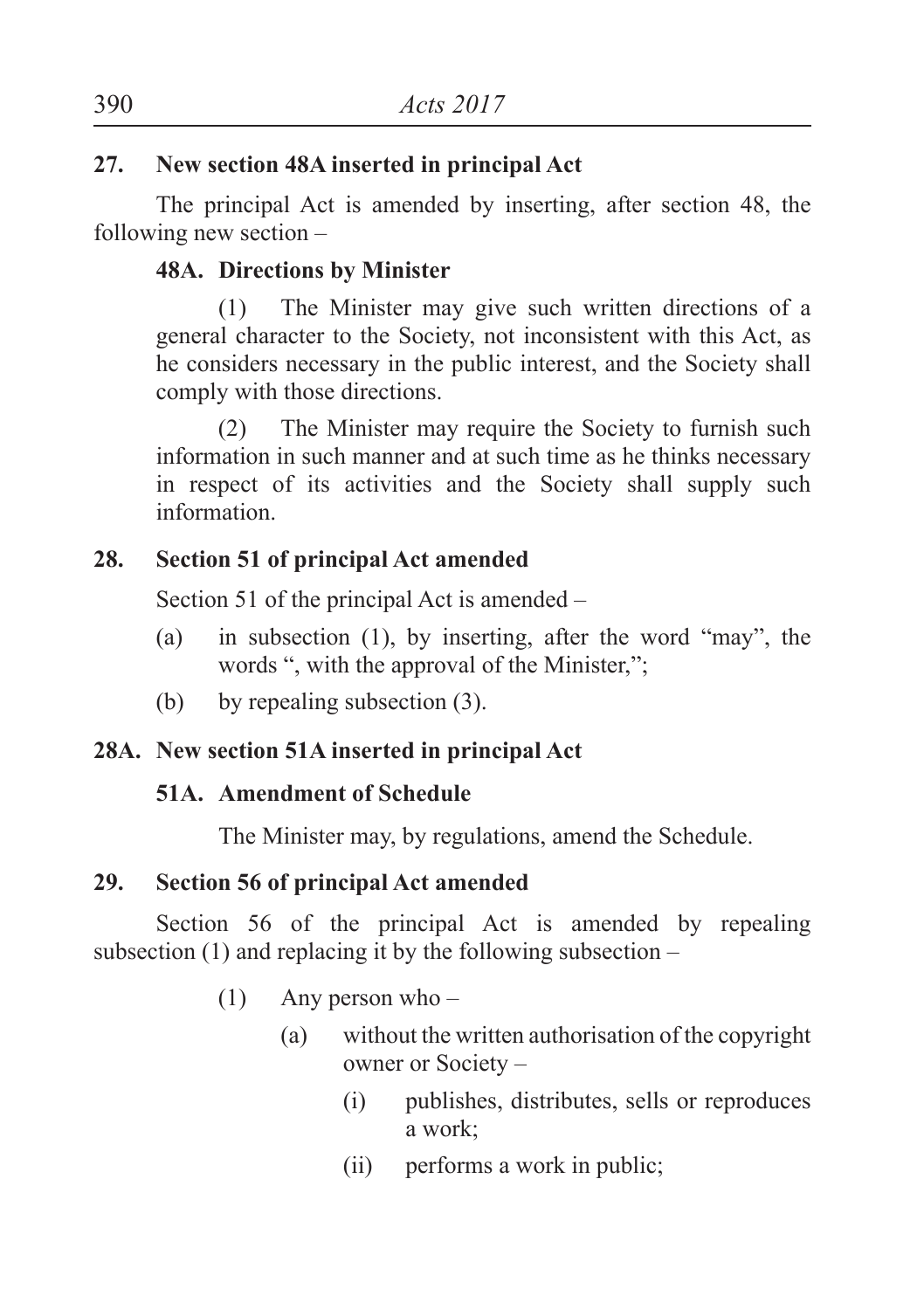**27. New section 48A inserted in principal Act**

The principal Act is amended by inserting, after section 48, the following new section –

**48A. Directions by Minister**

(1) The Minister may give such written directions of a general character to the Society, not inconsistent with this Act, as he considers necessary in the public interest, and the Society shall comply with those directions.

(2) The Minister may require the Society to furnish such information in such manner and at such time as he thinks necessary in respect of its activities and the Society shall supply such information.

**28. Section 51 of principal Act amended**

Section 51 of the principal Act is amended –

(a) in subsection (1), by inserting, after the word "may", the words ", with the approval of the Minister,";

(b) by repealing subsection (3).

**28A. New section 51A inserted in principal Act**

**51A. Amendment of Schedule**

The Minister may, by regulations, amend the Schedule.

**29. Section 56 of principal Act amended**

Section 56 of the principal Act is amended by repealing subsection (1) and replacing it by the following subsection –

(1) Any person who –

(a) without the written authorisation of the copyright owner or Society –

(i) publishes, distributes, sells or reproduces a work;

(ii) performs a work in public;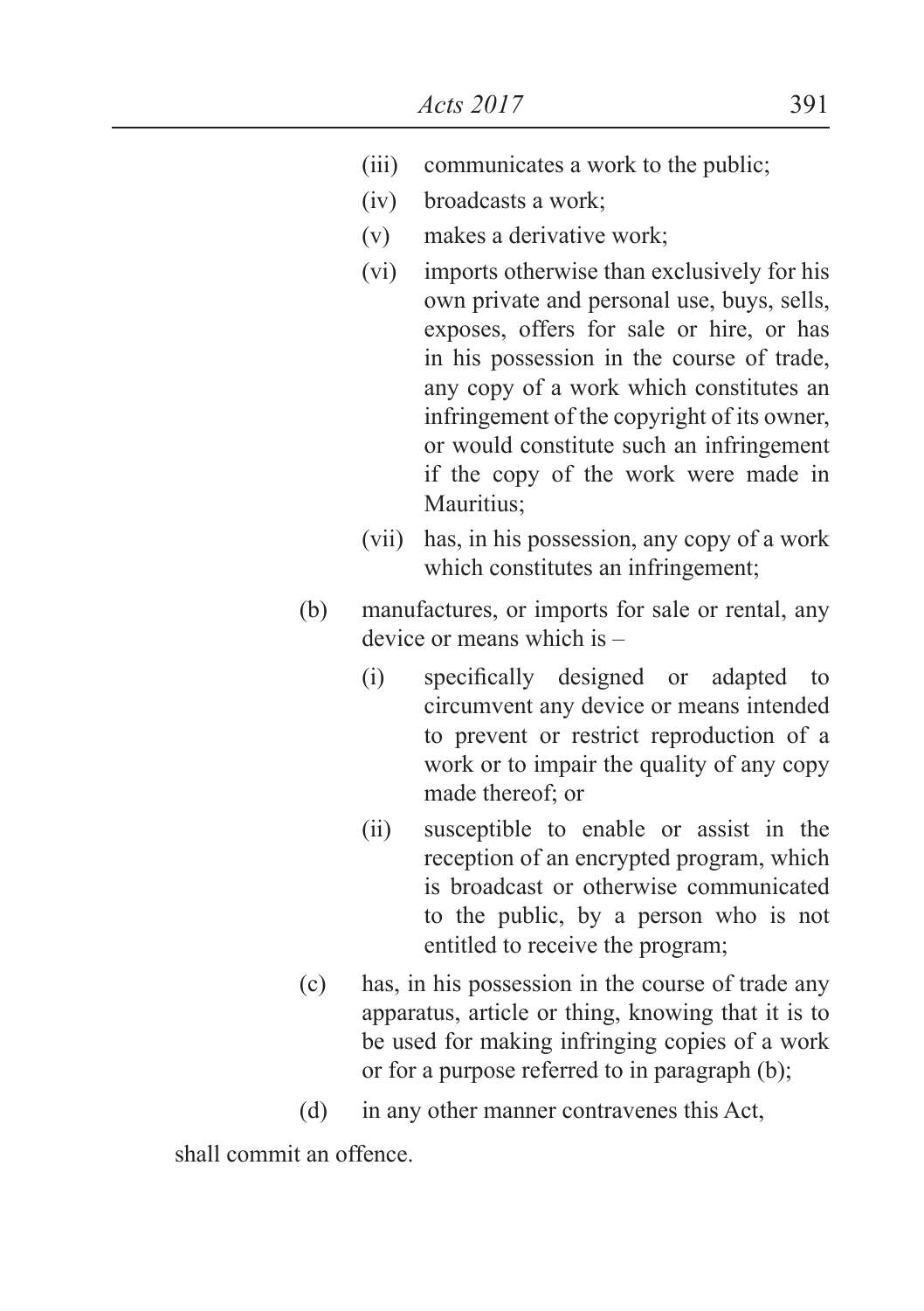(iii) communicates a work to the public;

(iv) broadcasts a work;

(v) makes a derivative work;

(vi) imports otherwise than exclusively for his own private and personal use, buys, sells, exposes, offers for sale or hire, or has in his possession in the course of trade, any copy of a work which constitutes an infringement of the copyright of its owner, or would constitute such an infringement if the copy of the work were made in Mauritius;

(vii) has, in his possession, any copy of a work which constitutes an infringement;

(b) manufactures, or imports for sale or rental, any device or means which is –

(i) specifically designed or adapted to circumvent any device or means intended to prevent or restrict reproduction of a work or to impair the quality of any copy made thereof; or

(ii) susceptible to enable or assist in the reception of an encrypted program, which is broadcast or otherwise communicated to the public, by a person who is not entitled to receive the program;

(c) has, in his possession in the course of trade any apparatus, article or thing, knowing that it is to be used for making infringing copies of a work or for a purpose referred to in paragraph (b);

(d) in any other manner contravenes this Act,

shall commit an offence.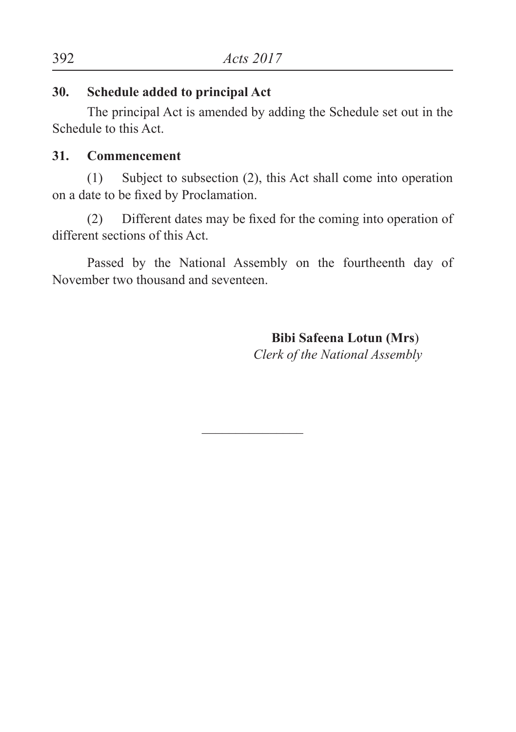## 30. Schedule added to principal Act

The principal Act is amended by adding the Schedule set out in the Schedule to this Act.

## 31. Commencement

(1) Subject to subsection (2), this Act shall come into operation on a date to be fixed by Proclamation.

(2) Different dates may be fixed for the coming into operation of different sections of this Act.

Passed by the National Assembly on the fourtheenth day of November two thousand and seventeen.

**Bibi Safeena Lotun (Mrs)**
*Clerk of the National Assembly*

---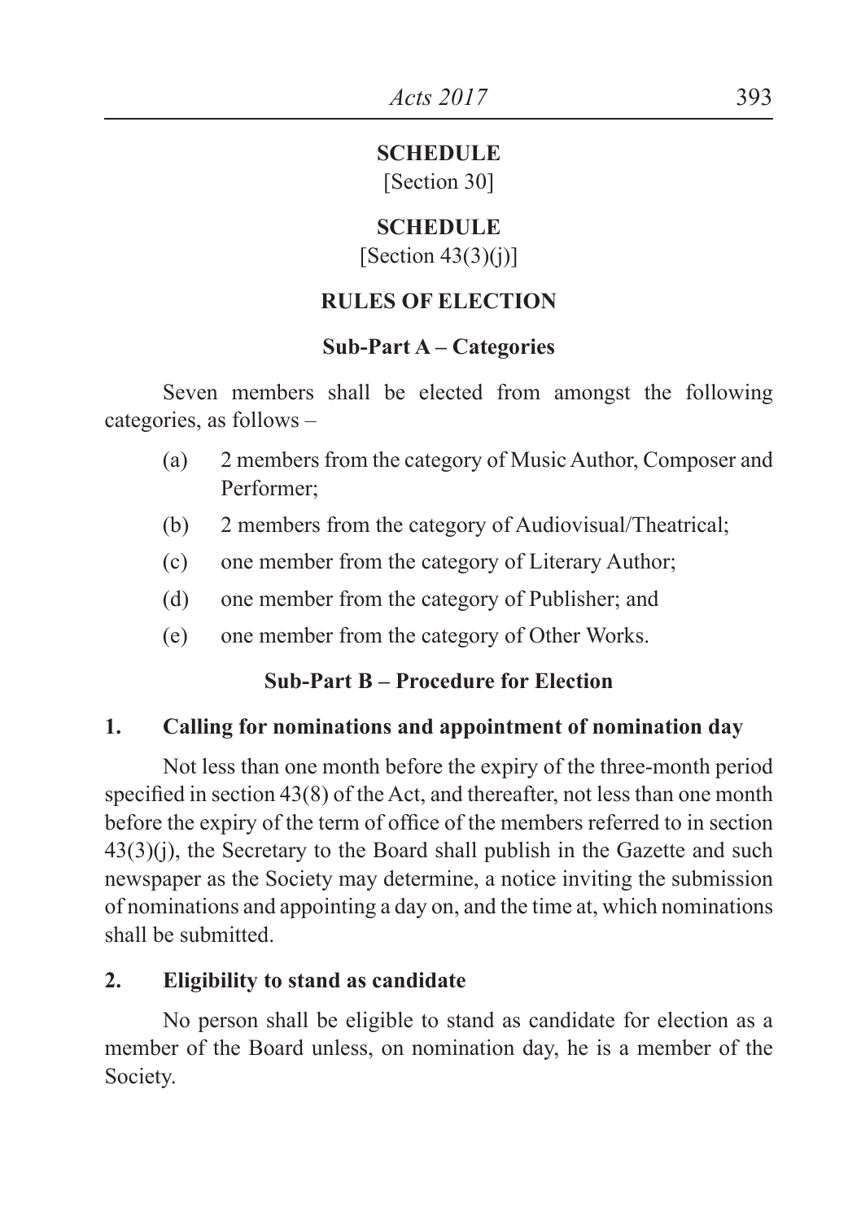**SCHEDULE**
[Section 30]

**SCHEDULE**
[Section 43(3)(j)]

**RULES OF ELECTION**

**Sub-Part A – Categories**

Seven members shall be elected from amongst the following categories, as follows –

(a) 2 members from the category of Music Author, Composer and Performer;

(b) 2 members from the category of Audiovisual/Theatrical;

(c) one member from the category of Literary Author;

(d) one member from the category of Publisher; and

(e) one member from the category of Other Works.

**Sub-Part B – Procedure for Election**

**1. Calling for nominations and appointment of nomination day**

Not less than one month before the expiry of the three-month period specified in section 43(8) of the Act, and thereafter, not less than one month before the expiry of the term of office of the members referred to in section 43(3)(j), the Secretary to the Board shall publish in the Gazette and such newspaper as the Society may determine, a notice inviting the submission of nominations and appointing a day on, and the time at, which nominations shall be submitted.

**2. Eligibility to stand as candidate**

No person shall be eligible to stand as candidate for election as a member of the Board unless, on nomination day, he is a member of the Society.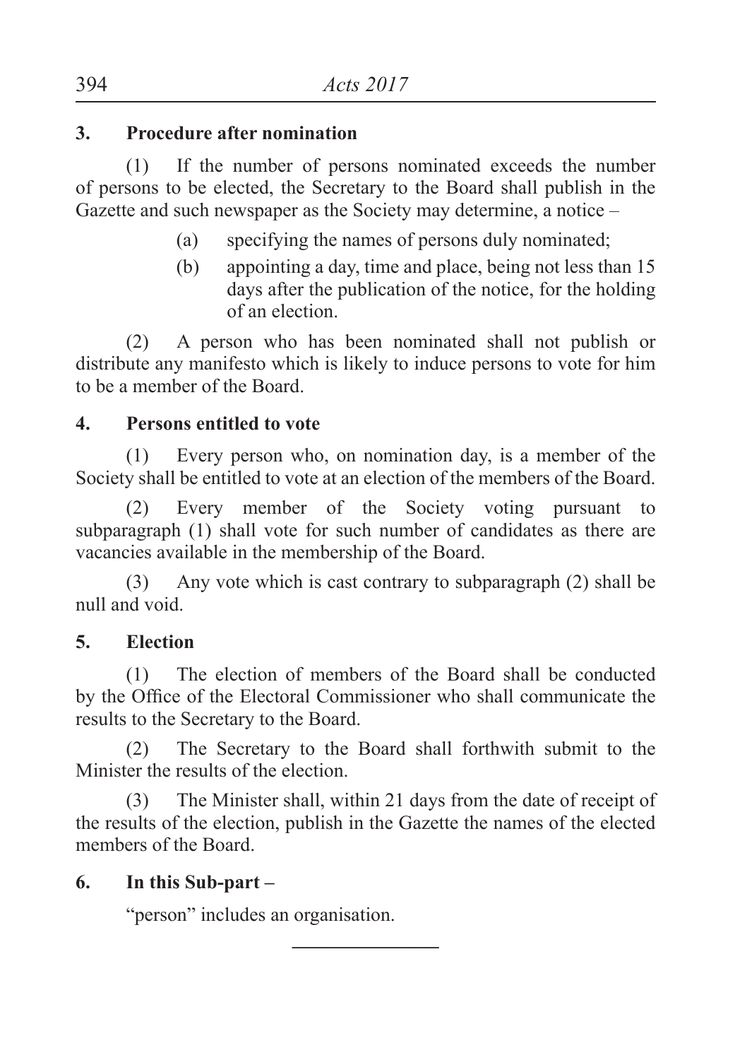**3. Procedure after nomination**

(1) If the number of persons nominated exceeds the number of persons to be elected, the Secretary to the Board shall publish in the Gazette and such newspaper as the Society may determine, a notice –

(a) specifying the names of persons duly nominated;

(b) appointing a day, time and place, being not less than 15 days after the publication of the notice, for the holding of an election.

(2) A person who has been nominated shall not publish or distribute any manifesto which is likely to induce persons to vote for him to be a member of the Board.

**4. Persons entitled to vote**

(1) Every person who, on nomination day, is a member of the Society shall be entitled to vote at an election of the members of the Board.

(2) Every member of the Society voting pursuant to subparagraph (1) shall vote for such number of candidates as there are vacancies available in the membership of the Board.

(3) Any vote which is cast contrary to subparagraph (2) shall be null and void.

**5. Election**

(1) The election of members of the Board shall be conducted by the Office of the Electoral Commissioner who shall communicate the results to the Secretary to the Board.

(2) The Secretary to the Board shall forthwith submit to the Minister the results of the election.

(3) The Minister shall, within 21 days from the date of receipt of the results of the election, publish in the Gazette the names of the elected members of the Board.

**6. In this Sub-part –**

"person" includes an organisation.